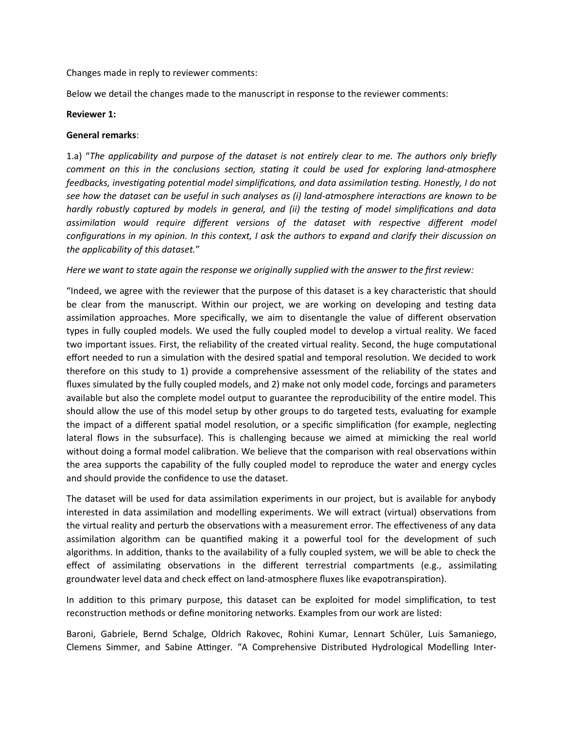Changes made in reply to reviewer comments:

Below we detail the changes made to the manuscript in response to the reviewer comments:

**Reviewer 1:**

**General remarks**:

1.a) "*The applicability and purpose of the dataset is not entirely clear to me. The authors only briefly comment on this in the conclusions section, stating it could be used for exploring land-atmosphere feedbacks, investigating potential model simplifications, and data assimilation testing. Honestly, I do not see how the dataset can be useful in such analyses as (i) land-atmosphere interactions are known to be hardly robustly captured by models in general, and (ii) the testing of model simplifications and data assimilation would require different versions of the dataset with respective different model configurations in my opinion. In this context, I ask the authors to expand and clarify their discussion on the applicability of this dataset.*"

*Here we want to state again the response we originally supplied with the answer to the first review:*

"Indeed, we agree with the reviewer that the purpose of this dataset is a key characteristic that should be clear from the manuscript. Within our project, we are working on developing and testing data assimilation approaches. More specifically, we aim to disentangle the value of different observation types in fully coupled models. We used the fully coupled model to develop a virtual reality. We faced two important issues. First, the reliability of the created virtual reality. Second, the huge computational effort needed to run a simulation with the desired spatial and temporal resolution. We decided to work therefore on this study to 1) provide a comprehensive assessment of the reliability of the states and fluxes simulated by the fully coupled models, and 2) make not only model code, forcings and parameters available but also the complete model output to guarantee the reproducibility of the entire model. This should allow the use of this model setup by other groups to do targeted tests, evaluating for example the impact of a different spatial model resolution, or a specific simplification (for example, neglecting lateral flows in the subsurface). This is challenging because we aimed at mimicking the real world without doing a formal model calibration. We believe that the comparison with real observations within the area supports the capability of the fully coupled model to reproduce the water and energy cycles and should provide the confidence to use the dataset.

The dataset will be used for data assimilation experiments in our project, but is available for anybody interested in data assimilation and modelling experiments. We will extract (virtual) observations from the virtual reality and perturb the observations with a measurement error. The effectiveness of any data assimilation algorithm can be quantified making it a powerful tool for the development of such algorithms. In addition, thanks to the availability of a fully coupled system, we will be able to check the effect of assimilating observations in the different terrestrial compartments (e.g., assimilating groundwater level data and check effect on land-atmosphere fluxes like evapotranspiration).

In addition to this primary purpose, this dataset can be exploited for model simplification, to test reconstruction methods or define monitoring networks. Examples from our work are listed:

Baroni, Gabriele, Bernd Schalge, Oldrich Rakovec, Rohini Kumar, Lennart Schüler, Luis Samaniego, Clemens Simmer, and Sabine Attinger. "A Comprehensive Distributed Hydrological Modelling Inter-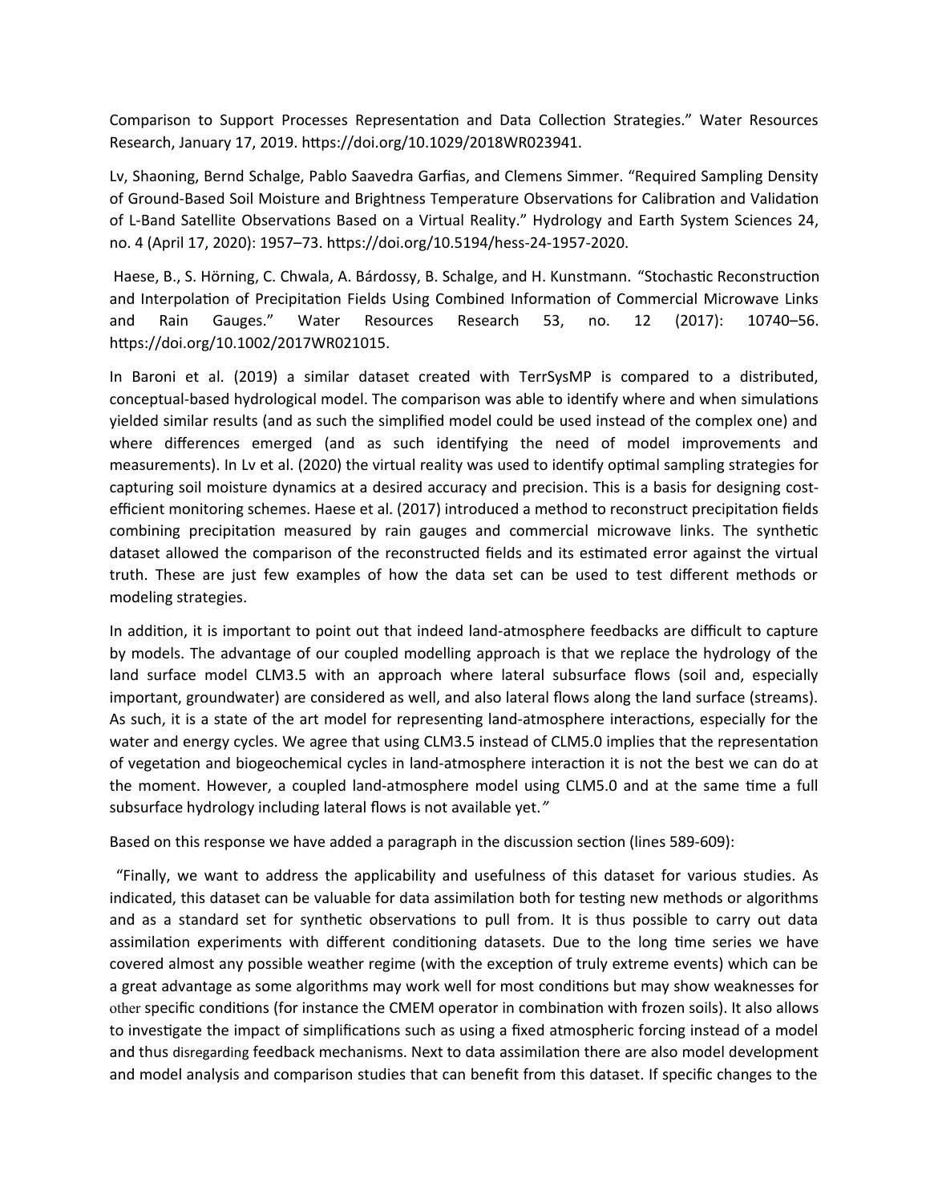Comparison to Support Processes Representation and Data Collection Strategies." Water Resources Research, January 17, 2019. https://doi.org/10.1029/2018WR023941.

Lv, Shaoning, Bernd Schalge, Pablo Saavedra Garfias, and Clemens Simmer. "Required Sampling Density of Ground-Based Soil Moisture and Brightness Temperature Observations for Calibration and Validation of L-Band Satellite Observations Based on a Virtual Reality." Hydrology and Earth System Sciences 24, no. 4 (April 17, 2020): 1957–73. https://doi.org/10.5194/hess-24-1957-2020.

Haese, B., S. Hörning, C. Chwala, A. Bárdossy, B. Schalge, and H. Kunstmann. "Stochastic Reconstruction and Interpolation of Precipitation Fields Using Combined Information of Commercial Microwave Links and Rain Gauges." Water Resources Research 53, no. 12 (2017): 10740–56. https://doi.org/10.1002/2017WR021015.

In Baroni et al. (2019) a similar dataset created with TerrSysMP is compared to a distributed, conceptual-based hydrological model. The comparison was able to identify where and when simulations yielded similar results (and as such the simplified model could be used instead of the complex one) and where differences emerged (and as such identifying the need of model improvements and measurements). In Lv et al. (2020) the virtual reality was used to identify optimal sampling strategies for capturing soil moisture dynamics at a desired accuracy and precision. This is a basis for designing cost-efficient monitoring schemes. Haese et al. (2017) introduced a method to reconstruct precipitation fields combining precipitation measured by rain gauges and commercial microwave links. The synthetic dataset allowed the comparison of the reconstructed fields and its estimated error against the virtual truth. These are just few examples of how the data set can be used to test different methods or modeling strategies.

In addition, it is important to point out that indeed land-atmosphere feedbacks are difficult to capture by models. The advantage of our coupled modelling approach is that we replace the hydrology of the land surface model CLM3.5 with an approach where lateral subsurface flows (soil and, especially important, groundwater) are considered as well, and also lateral flows along the land surface (streams). As such, it is a state of the art model for representing land-atmosphere interactions, especially for the water and energy cycles. We agree that using CLM3.5 instead of CLM5.0 implies that the representation of vegetation and biogeochemical cycles in land-atmosphere interaction it is not the best we can do at the moment. However, a coupled land-atmosphere model using CLM5.0 and at the same time a full subsurface hydrology including lateral flows is not available yet."

Based on this response we have added a paragraph in the discussion section (lines 589-609):

"Finally, we want to address the applicability and usefulness of this dataset for various studies. As indicated, this dataset can be valuable for data assimilation both for testing new methods or algorithms and as a standard set for synthetic observations to pull from. It is thus possible to carry out data assimilation experiments with different conditioning datasets. Due to the long time series we have covered almost any possible weather regime (with the exception of truly extreme events) which can be a great advantage as some algorithms may work well for most conditions but may show weaknesses for other specific conditions (for instance the CMEM operator in combination with frozen soils). It also allows to investigate the impact of simplifications such as using a fixed atmospheric forcing instead of a model and thus disregarding feedback mechanisms. Next to data assimilation there are also model development and model analysis and comparison studies that can benefit from this dataset. If specific changes to the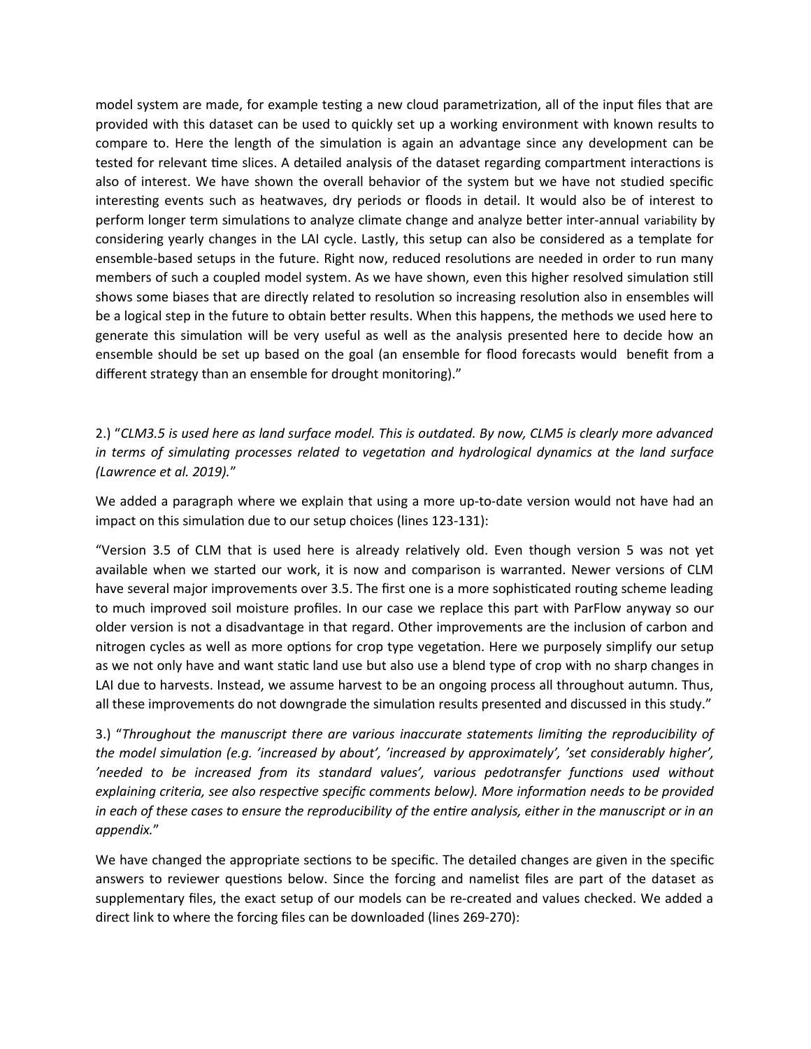model system are made, for example testing a new cloud parametrization, all of the input files that are provided with this dataset can be used to quickly set up a working environment with known results to compare to. Here the length of the simulation is again an advantage since any development can be tested for relevant time slices. A detailed analysis of the dataset regarding compartment interactions is also of interest. We have shown the overall behavior of the system but we have not studied specific interesting events such as heatwaves, dry periods or floods in detail. It would also be of interest to perform longer term simulations to analyze climate change and analyze better inter-annual variability by considering yearly changes in the LAI cycle. Lastly, this setup can also be considered as a template for ensemble-based setups in the future. Right now, reduced resolutions are needed in order to run many members of such a coupled model system. As we have shown, even this higher resolved simulation still shows some biases that are directly related to resolution so increasing resolution also in ensembles will be a logical step in the future to obtain better results. When this happens, the methods we used here to generate this simulation will be very useful as well as the analysis presented here to decide how an ensemble should be set up based on the goal (an ensemble for flood forecasts would benefit from a different strategy than an ensemble for drought monitoring)."

2.) "*CLM3.5 is used here as land surface model. This is outdated. By now, CLM5 is clearly more advanced in terms of simulating processes related to vegetation and hydrological dynamics at the land surface (Lawrence et al. 2019).*"

We added a paragraph where we explain that using a more up-to-date version would not have had an impact on this simulation due to our setup choices (lines 123-131):

"Version 3.5 of CLM that is used here is already relatively old. Even though version 5 was not yet available when we started our work, it is now and comparison is warranted. Newer versions of CLM have several major improvements over 3.5. The first one is a more sophisticated routing scheme leading to much improved soil moisture profiles. In our case we replace this part with ParFlow anyway so our older version is not a disadvantage in that regard. Other improvements are the inclusion of carbon and nitrogen cycles as well as more options for crop type vegetation. Here we purposely simplify our setup as we not only have and want static land use but also use a blend type of crop with no sharp changes in LAI due to harvests. Instead, we assume harvest to be an ongoing process all throughout autumn. Thus, all these improvements do not downgrade the simulation results presented and discussed in this study."

3.) "*Throughout the manuscript there are various inaccurate statements limiting the reproducibility of the model simulation (e.g. 'increased by about', 'increased by approximately', 'set considerably higher', 'needed to be increased from its standard values', various pedotransfer functions used without explaining criteria, see also respective specific comments below). More information needs to be provided in each of these cases to ensure the reproducibility of the entire analysis, either in the manuscript or in an appendix.*"

We have changed the appropriate sections to be specific. The detailed changes are given in the specific answers to reviewer questions below. Since the forcing and namelist files are part of the dataset as supplementary files, the exact setup of our models can be re-created and values checked. We added a direct link to where the forcing files can be downloaded (lines 269-270):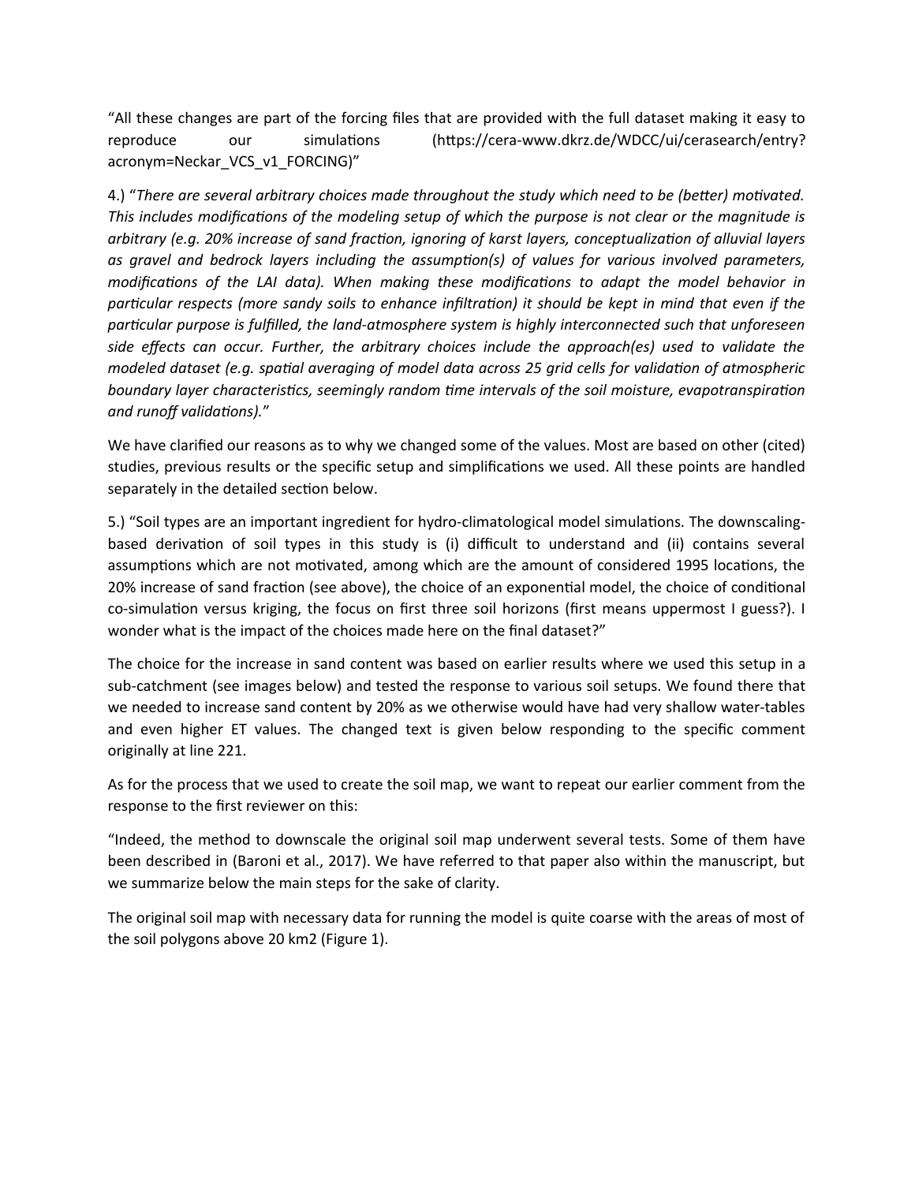“All these changes are part of the forcing files that are provided with the full dataset making it easy to reproduce our simulations (https://cera-www.dkrz.de/WDCC/ui/cerasearch/entry?acronym=Neckar_VCS_v1_FORCING)”

4.) “*There are several arbitrary choices made throughout the study which need to be (better) motivated. This includes modifications of the modeling setup of which the purpose is not clear or the magnitude is arbitrary (e.g. 20% increase of sand fraction, ignoring of karst layers, conceptualization of alluvial layers as gravel and bedrock layers including the assumption(s) of values for various involved parameters, modifications of the LAI data). When making these modifications to adapt the model behavior in particular respects (more sandy soils to enhance infiltration) it should be kept in mind that even if the particular purpose is fulfilled, the land-atmosphere system is highly interconnected such that unforeseen side effects can occur. Further, the arbitrary choices include the approach(es) used to validate the modeled dataset (e.g. spatial averaging of model data across 25 grid cells for validation of atmospheric boundary layer characteristics, seemingly random time intervals of the soil moisture, evapotranspiration and runoff validations).*”

We have clarified our reasons as to why we changed some of the values. Most are based on other (cited) studies, previous results or the specific setup and simplifications we used. All these points are handled separately in the detailed section below.

5.) “Soil types are an important ingredient for hydro-climatological model simulations. The downscaling-based derivation of soil types in this study is (i) difficult to understand and (ii) contains several assumptions which are not motivated, among which are the amount of considered 1995 locations, the 20% increase of sand fraction (see above), the choice of an exponential model, the choice of conditional co-simulation versus kriging, the focus on first three soil horizons (first means uppermost I guess?). I wonder what is the impact of the choices made here on the final dataset?”

The choice for the increase in sand content was based on earlier results where we used this setup in a sub-catchment (see images below) and tested the response to various soil setups. We found there that we needed to increase sand content by 20% as we otherwise would have had very shallow water-tables and even higher ET values. The changed text is given below responding to the specific comment originally at line 221.

As for the process that we used to create the soil map, we want to repeat our earlier comment from the response to the first reviewer on this:

“Indeed, the method to downscale the original soil map underwent several tests. Some of them have been described in (Baroni et al., 2017). We have referred to that paper also within the manuscript, but we summarize below the main steps for the sake of clarity.

The original soil map with necessary data for running the model is quite coarse with the areas of most of the soil polygons above 20 km2 (Figure 1).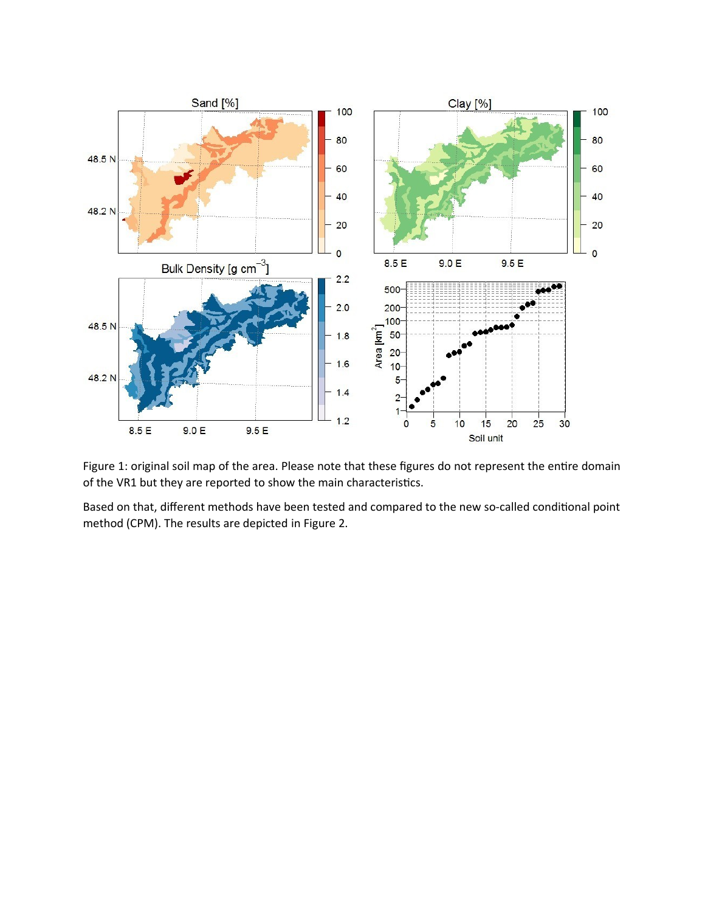Figure 1: original soil map of the area. Please note that these figures do not represent the entire domain of the VR1 but they are reported to show the main characteristics.

Based on that, different methods have been tested and compared to the new so-called conditional point method (CPM). The results are depicted in Figure 2.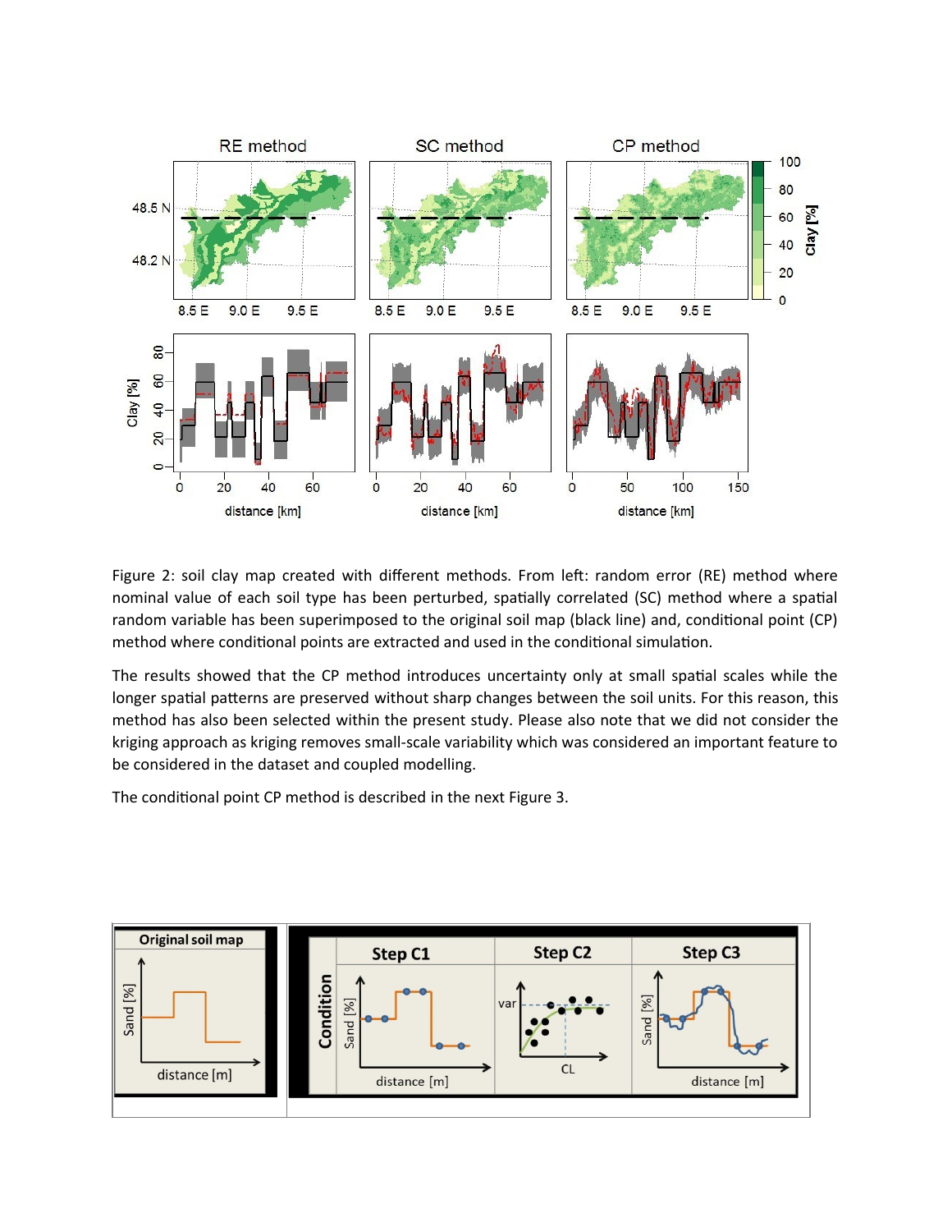Figure 2: soil clay map created with different methods. From left: random error (RE) method where nominal value of each soil type has been perturbed, spatially correlated (SC) method where a spatial random variable has been superimposed to the original soil map (black line) and, conditional point (CP) method where conditional points are extracted and used in the conditional simulation.

The results showed that the CP method introduces uncertainty only at small spatial scales while the longer spatial patterns are preserved without sharp changes between the soil units. For this reason, this method has also been selected within the present study. Please also note that we did not consider the kriging approach as kriging removes small-scale variability which was considered an important feature to be considered in the dataset and coupled modelling.

The conditional point CP method is described in the next Figure 3.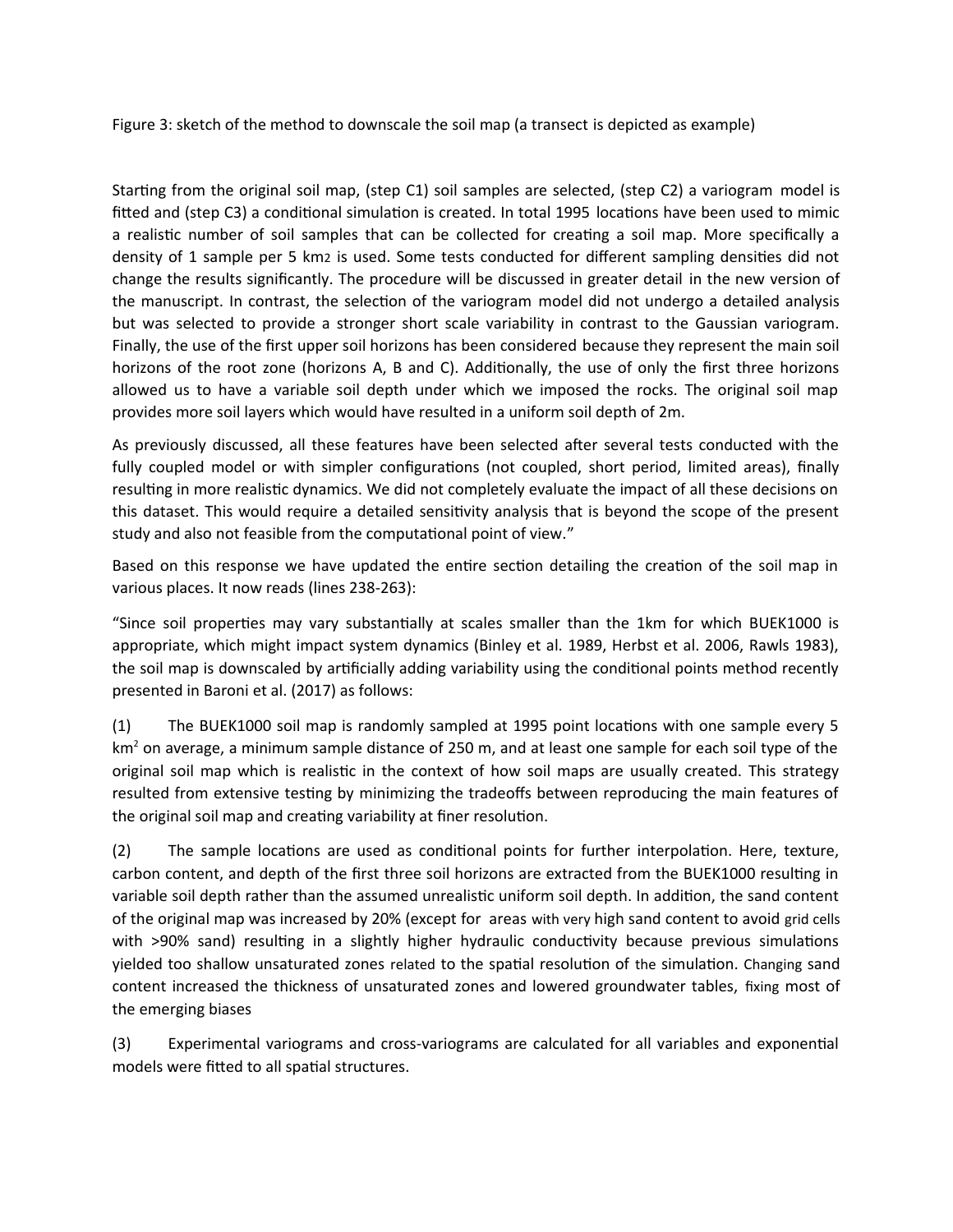Figure 3: sketch of the method to downscale the soil map (a transect is depicted as example)

Starting from the original soil map, (step C1) soil samples are selected, (step C2) a variogram model is fitted and (step C3) a conditional simulation is created. In total 1995 locations have been used to mimic a realistic number of soil samples that can be collected for creating a soil map. More specifically a density of 1 sample per 5 km2 is used. Some tests conducted for different sampling densities did not change the results significantly. The procedure will be discussed in greater detail in the new version of the manuscript. In contrast, the selection of the variogram model did not undergo a detailed analysis but was selected to provide a stronger short scale variability in contrast to the Gaussian variogram. Finally, the use of the first upper soil horizons has been considered because they represent the main soil horizons of the root zone (horizons A, B and C). Additionally, the use of only the first three horizons allowed us to have a variable soil depth under which we imposed the rocks. The original soil map provides more soil layers which would have resulted in a uniform soil depth of 2m.

As previously discussed, all these features have been selected after several tests conducted with the fully coupled model or with simpler configurations (not coupled, short period, limited areas), finally resulting in more realistic dynamics. We did not completely evaluate the impact of all these decisions on this dataset. This would require a detailed sensitivity analysis that is beyond the scope of the present study and also not feasible from the computational point of view."

Based on this response we have updated the entire section detailing the creation of the soil map in various places. It now reads (lines 238-263):

"Since soil properties may vary substantially at scales smaller than the 1km for which BUEK1000 is appropriate, which might impact system dynamics (Binley et al. 1989, Herbst et al. 2006, Rawls 1983), the soil map is downscaled by artificially adding variability using the conditional points method recently presented in Baroni et al. (2017) as follows:

(1) The BUEK1000 soil map is randomly sampled at 1995 point locations with one sample every 5 $km^2$ on average, a minimum sample distance of 250 m, and at least one sample for each soil type of the original soil map which is realistic in the context of how soil maps are usually created. This strategy resulted from extensive testing by minimizing the tradeoffs between reproducing the main features of the original soil map and creating variability at finer resolution.

(2) The sample locations are used as conditional points for further interpolation. Here, texture, carbon content, and depth of the first three soil horizons are extracted from the BUEK1000 resulting in variable soil depth rather than the assumed unrealistic uniform soil depth. In addition, the sand content of the original map was increased by 20% (except for areas with very high sand content to avoid grid cells with >90% sand) resulting in a slightly higher hydraulic conductivity because previous simulations yielded too shallow unsaturated zones related to the spatial resolution of the simulation. Changing sand content increased the thickness of unsaturated zones and lowered groundwater tables, fixing most of the emerging biases

(3) Experimental variograms and cross-variograms are calculated for all variables and exponential models were fitted to all spatial structures.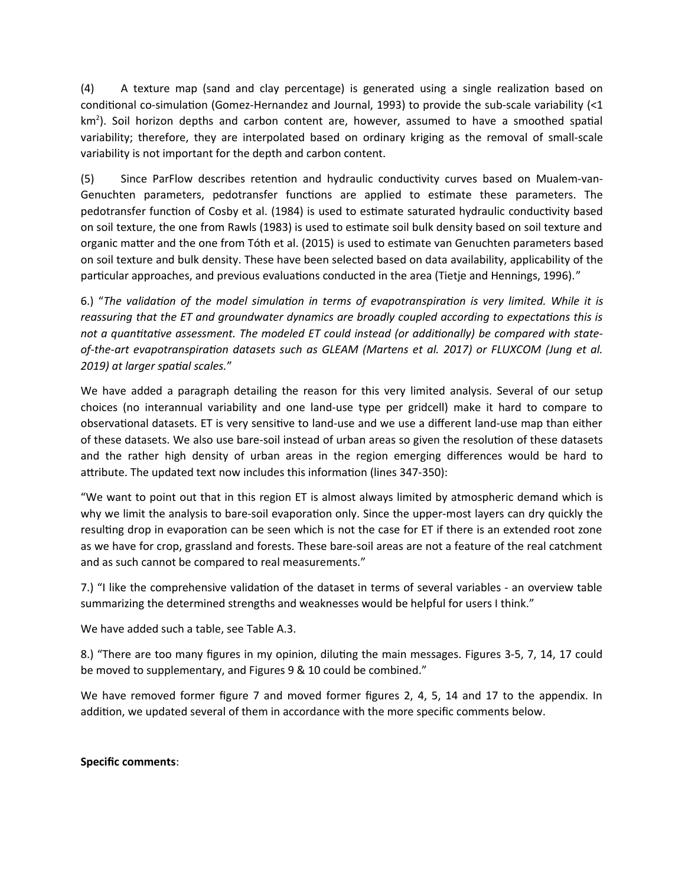(4) A texture map (sand and clay percentage) is generated using a single realization based on conditional co-simulation (Gomez-Hernandez and Journal, 1993) to provide the sub-scale variability (<1 $km^2$). Soil horizon depths and carbon content are, however, assumed to have a smoothed spatial variability; therefore, they are interpolated based on ordinary kriging as the removal of small-scale variability is not important for the depth and carbon content.

(5) Since ParFlow describes retention and hydraulic conductivity curves based on Mualem-van-Genuchten parameters, pedotransfer functions are applied to estimate these parameters. The pedotransfer function of Cosby et al. (1984) is used to estimate saturated hydraulic conductivity based on soil texture, the one from Rawls (1983) is used to estimate soil bulk density based on soil texture and organic matter and the one from Tóth et al. (2015) is used to estimate van Genuchten parameters based on soil texture and bulk density. These have been selected based on data availability, applicability of the particular approaches, and previous evaluations conducted in the area (Tietje and Hennings, 1996)."

6.) "*The validation of the model simulation in terms of evapotranspiration is very limited. While it is reassuring that the ET and groundwater dynamics are broadly coupled according to expectations this is not a quantitative assessment. The modeled ET could instead (or additionally) be compared with state-of-the-art evapotranspiration datasets such as GLEAM (Martens et al. 2017) or FLUXCOM (Jung et al. 2019) at larger spatial scales.*"

We have added a paragraph detailing the reason for this very limited analysis. Several of our setup choices (no interannual variability and one land-use type per gridcell) make it hard to compare to observational datasets. ET is very sensitive to land-use and we use a different land-use map than either of these datasets. We also use bare-soil instead of urban areas so given the resolution of these datasets and the rather high density of urban areas in the region emerging differences would be hard to attribute. The updated text now includes this information (lines 347-350):

"We want to point out that in this region ET is almost always limited by atmospheric demand which is why we limit the analysis to bare-soil evaporation only. Since the upper-most layers can dry quickly the resulting drop in evaporation can be seen which is not the case for ET if there is an extended root zone as we have for crop, grassland and forests. These bare-soil areas are not a feature of the real catchment and as such cannot be compared to real measurements."

7.) "I like the comprehensive validation of the dataset in terms of several variables - an overview table summarizing the determined strengths and weaknesses would be helpful for users I think."

We have added such a table, see Table A.3.

8.) "There are too many figures in my opinion, diluting the main messages. Figures 3-5, 7, 14, 17 could be moved to supplementary, and Figures 9 & 10 could be combined."

We have removed former figure 7 and moved former figures 2, 4, 5, 14 and 17 to the appendix. In addition, we updated several of them in accordance with the more specific comments below.

**Specific comments**: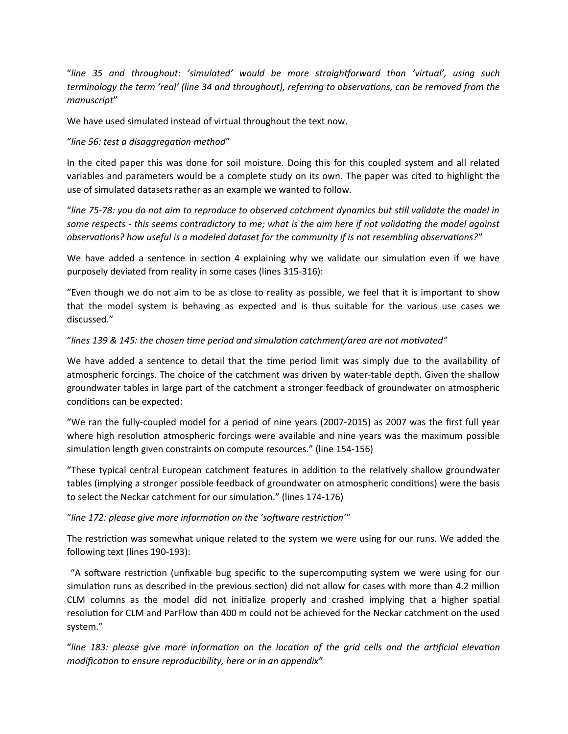"*line 35 and throughout: 'simulated' would be more straightforward than 'virtual', using such terminology the term 'real' (line 34 and throughout), referring to observations, can be removed from the manuscript*"

We have used simulated instead of virtual throughout the text now.

"*line 56: test a disaggregation method*"

In the cited paper this was done for soil moisture. Doing this for this coupled system and all related variables and parameters would be a complete study on its own. The paper was cited to highlight the use of simulated datasets rather as an example we wanted to follow.

"*line 75-78: you do not aim to reproduce to observed catchment dynamics but still validate the model in some respects - this seems contradictory to me; what is the aim here if not validating the model against observations? how useful is a modeled dataset for the community if is not resembling observations?*"

We have added a sentence in section 4 explaining why we validate our simulation even if we have purposely deviated from reality in some cases (lines 315-316):

"Even though we do not aim to be as close to reality as possible, we feel that it is important to show that the model system is behaving as expected and is thus suitable for the various use cases we discussed."

"*lines 139 & 145: the chosen time period and simulation catchment/area are not motivated*"

We have added a sentence to detail that the time period limit was simply due to the availability of atmospheric forcings. The choice of the catchment was driven by water-table depth. Given the shallow groundwater tables in large part of the catchment a stronger feedback of groundwater on atmospheric conditions can be expected:

"We ran the fully-coupled model for a period of nine years (2007-2015) as 2007 was the first full year where high resolution atmospheric forcings were available and nine years was the maximum possible simulation length given constraints on compute resources." (line 154-156)

"These typical central European catchment features in addition to the relatively shallow groundwater tables (implying a stronger possible feedback of groundwater on atmospheric conditions) were the basis to select the Neckar catchment for our simulation." (lines 174-176)

"*line 172: please give more information on the 'software restriction'*"

The restriction was somewhat unique related to the system we were using for our runs. We added the following text (lines 190-193):

"A software restriction (unfixable bug specific to the supercomputing system we were using for our simulation runs as described in the previous section) did not allow for cases with more than 4.2 million CLM columns as the model did not initialize properly and crashed implying that a higher spatial resolution for CLM and ParFlow than 400 m could not be achieved for the Neckar catchment on the used system."

"*line 183: please give more information on the location of the grid cells and the artificial elevation modification to ensure reproducibility, here or in an appendix*"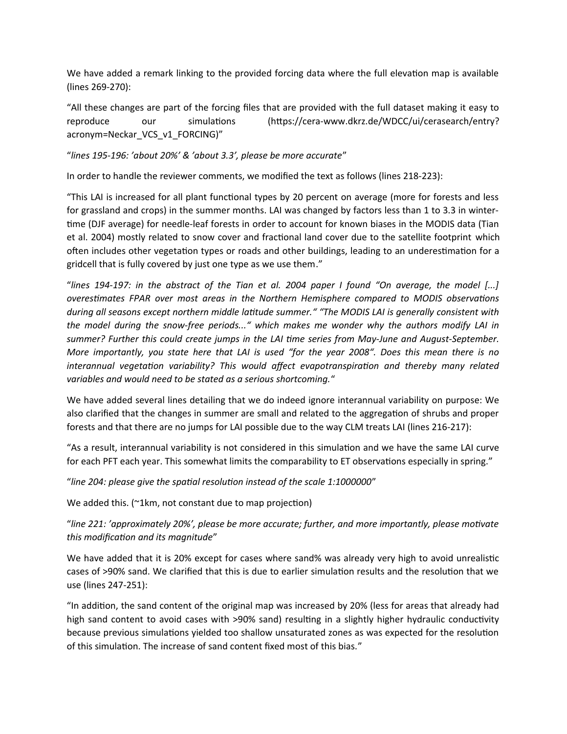We have added a remark linking to the provided forcing data where the full elevation map is available (lines 269-270):

"All these changes are part of the forcing files that are provided with the full dataset making it easy to reproduce our simulations (https://cera-www.dkrz.de/WDCC/ui/cerasearch/entry?acronym=Neckar_VCS_v1_FORCING)"

"*lines 195-196: 'about 20%' & 'about 3.3', please be more accurate*"

In order to handle the reviewer comments, we modified the text as follows (lines 218-223):

"This LAI is increased for all plant functional types by 20 percent on average (more for forests and less for grassland and crops) in the summer months. LAI was changed by factors less than 1 to 3.3 in winter-time (DJF average) for needle-leaf forests in order to account for known biases in the MODIS data (Tian et al. 2004) mostly related to snow cover and fractional land cover due to the satellite footprint which often includes other vegetation types or roads and other buildings, leading to an underestimation for a gridcell that is fully covered by just one type as we use them."

"*lines 194-197: in the abstract of the Tian et al. 2004 paper I found "On average, the model [...] overestimates FPAR over most areas in the Northern Hemisphere compared to MODIS observations during all seasons except northern middle latitude summer." "The MODIS LAI is generally consistent with the model during the snow-free periods..." which makes me wonder why the authors modify LAI in summer? Further this could create jumps in the LAI time series from May-June and August-September. More importantly, you state here that LAI is used "for the year 2008". Does this mean there is no interannual vegetation variability? This would affect evapotranspiration and thereby many related variables and would need to be stated as a serious shortcoming.*"

We have added several lines detailing that we do indeed ignore interannual variability on purpose: We also clarified that the changes in summer are small and related to the aggregation of shrubs and proper forests and that there are no jumps for LAI possible due to the way CLM treats LAI (lines 216-217):

"As a result, interannual variability is not considered in this simulation and we have the same LAI curve for each PFT each year. This somewhat limits the comparability to ET observations especially in spring."

"*line 204: please give the spatial resolution instead of the scale 1:1000000*"

We added this. (~1km, not constant due to map projection)

"*line 221: 'approximately 20%', please be more accurate; further, and more importantly, please motivate this modification and its magnitude*"

We have added that it is 20% except for cases where sand% was already very high to avoid unrealistic cases of >90% sand. We clarified that this is due to earlier simulation results and the resolution that we use (lines 247-251):

"In addition, the sand content of the original map was increased by 20% (less for areas that already had high sand content to avoid cases with >90% sand) resulting in a slightly higher hydraulic conductivity because previous simulations yielded too shallow unsaturated zones as was expected for the resolution of this simulation. The increase of sand content fixed most of this bias."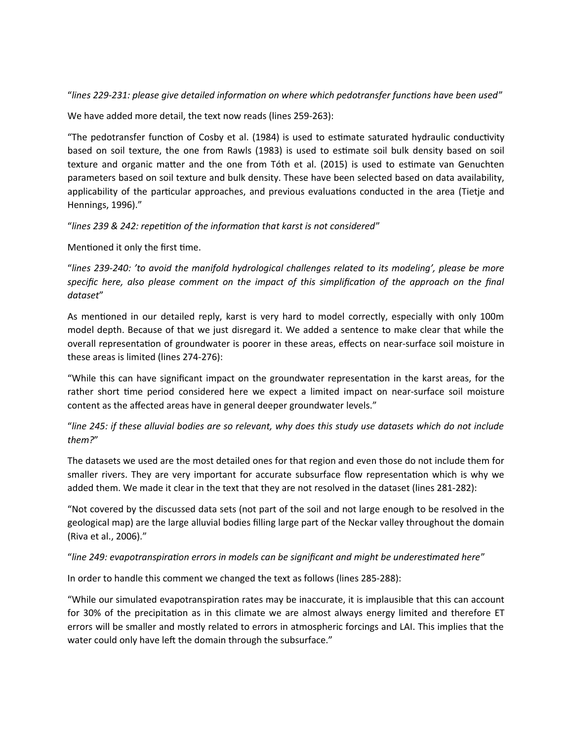"*lines 229-231: please give detailed information on where which pedotransfer functions have been used*"

We have added more detail, the text now reads (lines 259-263):

"The pedotransfer function of Cosby et al. (1984) is used to estimate saturated hydraulic conductivity based on soil texture, the one from Rawls (1983) is used to estimate soil bulk density based on soil texture and organic matter and the one from Tóth et al. (2015) is used to estimate van Genuchten parameters based on soil texture and bulk density. These have been selected based on data availability, applicability of the particular approaches, and previous evaluations conducted in the area (Tietje and Hennings, 1996)."

"*lines 239 & 242: repetition of the information that karst is not considered*"

Mentioned it only the first time.

"*lines 239-240: 'to avoid the manifold hydrological challenges related to its modeling', please be more specific here, also please comment on the impact of this simplification of the approach on the final dataset*"

As mentioned in our detailed reply, karst is very hard to model correctly, especially with only 100m model depth. Because of that we just disregard it. We added a sentence to make clear that while the overall representation of groundwater is poorer in these areas, effects on near-surface soil moisture in these areas is limited (lines 274-276):

"While this can have significant impact on the groundwater representation in the karst areas, for the rather short time period considered here we expect a limited impact on near-surface soil moisture content as the affected areas have in general deeper groundwater levels."

"*line 245: if these alluvial bodies are so relevant, why does this study use datasets which do not include them?*"

The datasets we used are the most detailed ones for that region and even those do not include them for smaller rivers. They are very important for accurate subsurface flow representation which is why we added them. We made it clear in the text that they are not resolved in the dataset (lines 281-282):

"Not covered by the discussed data sets (not part of the soil and not large enough to be resolved in the geological map) are the large alluvial bodies filling large part of the Neckar valley throughout the domain (Riva et al., 2006)."

"*line 249: evapotranspiration errors in models can be significant and might be underestimated here*"

In order to handle this comment we changed the text as follows (lines 285-288):

"While our simulated evapotranspiration rates may be inaccurate, it is implausible that this can account for 30% of the precipitation as in this climate we are almost always energy limited and therefore ET errors will be smaller and mostly related to errors in atmospheric forcings and LAI. This implies that the water could only have left the domain through the subsurface."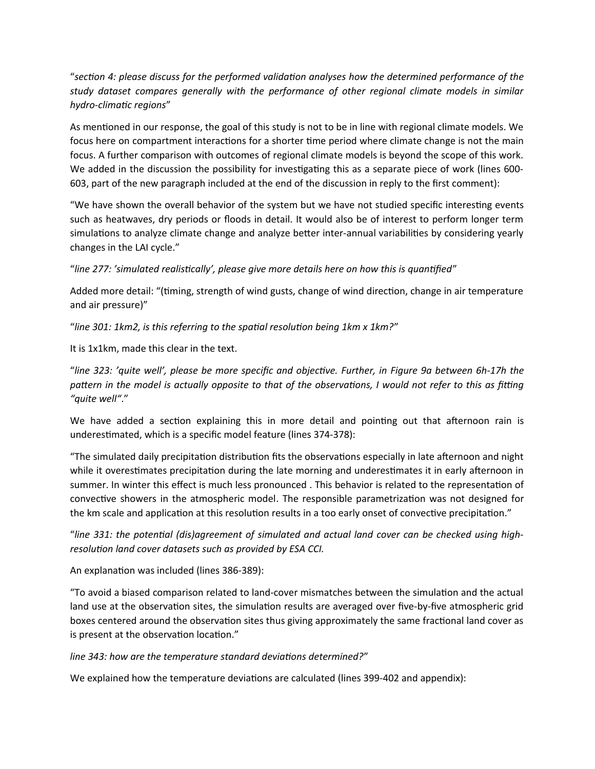"*section 4: please discuss for the performed validation analyses how the determined performance of the study dataset compares generally with the performance of other regional climate models in similar hydro-climatic regions*"

As mentioned in our response, the goal of this study is not to be in line with regional climate models. We focus here on compartment interactions for a shorter time period where climate change is not the main focus. A further comparison with outcomes of regional climate models is beyond the scope of this work. We added in the discussion the possibility for investigating this as a separate piece of work (lines 600-603, part of the new paragraph included at the end of the discussion in reply to the first comment):

"We have shown the overall behavior of the system but we have not studied specific interesting events such as heatwaves, dry periods or floods in detail. It would also be of interest to perform longer term simulations to analyze climate change and analyze better inter-annual variabilities by considering yearly changes in the LAI cycle."

"*line 277: 'simulated realistically', please give more details here on how this is quantified*"

Added more detail: "(timing, strength of wind gusts, change of wind direction, change in air temperature and air pressure)"

"*line 301: 1km2, is this referring to the spatial resolution being 1km x 1km?*"

It is 1x1km, made this clear in the text.

"*line 323: 'quite well', please be more specific and objective. Further, in Figure 9a between 6h-17h the pattern in the model is actually opposite to that of the observations, I would not refer to this as fitting "quite well".*"

We have added a section explaining this in more detail and pointing out that afternoon rain is underestimated, which is a specific model feature (lines 374-378):

"The simulated daily precipitation distribution fits the observations especially in late afternoon and night while it overestimates precipitation during the late morning and underestimates it in early afternoon in summer. In winter this effect is much less pronounced . This behavior is related to the representation of convective showers in the atmospheric model. The responsible parametrization was not designed for the km scale and application at this resolution results in a too early onset of convective precipitation."

"*line 331: the potential (dis)agreement of simulated and actual land cover can be checked using high-resolution land cover datasets such as provided by ESA CCI.*

An explanation was included (lines 386-389):

"To avoid a biased comparison related to land-cover mismatches between the simulation and the actual land use at the observation sites, the simulation results are averaged over five-by-five atmospheric grid boxes centered around the observation sites thus giving approximately the same fractional land cover as is present at the observation location."

*line 343: how are the temperature standard deviations determined?*"

We explained how the temperature deviations are calculated (lines 399-402 and appendix):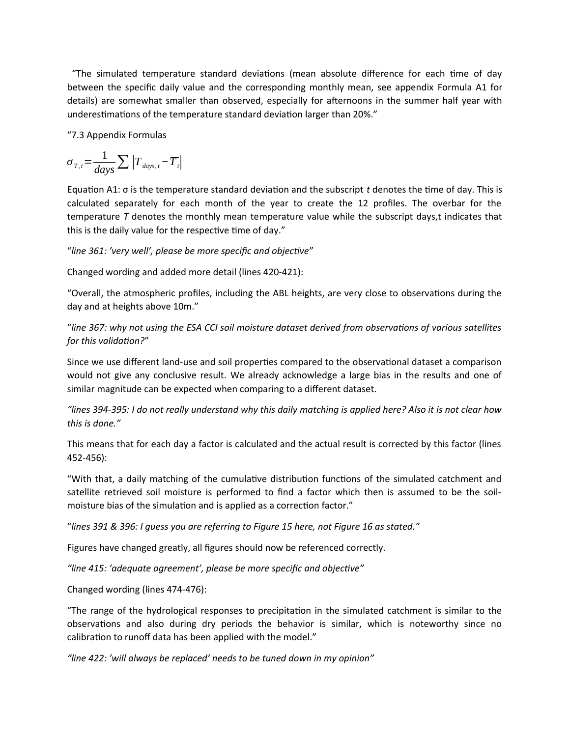"The simulated temperature standard deviations (mean absolute difference for each time of day between the specific daily value and the corresponding monthly mean, see appendix Formula A1 for details) are somewhat smaller than observed, especially for afternoons in the summer half year with underestimations of the temperature standard deviation larger than 20%."

"7.3 Appendix Formulas

$$\sigma_{T,t} = \frac{1}{days} \sum \left| T_{days,t} - \overline{T_t} \right|$$

Equation A1: σ is the temperature standard deviation and the subscript *t* denotes the time of day. This is calculated separately for each month of the year to create the 12 profiles. The overbar for the temperature *T* denotes the monthly mean temperature value while the subscript days,t indicates that this is the daily value for the respective time of day."

"*line 361: 'very well', please be more specific and objective*"

Changed wording and added more detail (lines 420-421):

"Overall, the atmospheric profiles, including the ABL heights, are very close to observations during the day and at heights above 10m."

"*line 367: why not using the ESA CCI soil moisture dataset derived from observations of various satellites for this validation?*"

Since we use different land-use and soil properties compared to the observational dataset a comparison would not give any conclusive result. We already acknowledge a large bias in the results and one of similar magnitude can be expected when comparing to a different dataset.

*"lines 394-395: I do not really understand why this daily matching is applied here? Also it is not clear how this is done."*

This means that for each day a factor is calculated and the actual result is corrected by this factor (lines 452-456):

"With that, a daily matching of the cumulative distribution functions of the simulated catchment and satellite retrieved soil moisture is performed to find a factor which then is assumed to be the soil-moisture bias of the simulation and is applied as a correction factor."

"*lines 391 & 396: I guess you are referring to Figure 15 here, not Figure 16 as stated.*"

Figures have changed greatly, all figures should now be referenced correctly.

*"line 415: 'adequate agreement', please be more specific and objective"*

Changed wording (lines 474-476):

"The range of the hydrological responses to precipitation in the simulated catchment is similar to the observations and also during dry periods the behavior is similar, which is noteworthy since no calibration to runoff data has been applied with the model."

*"line 422: 'will always be replaced' needs to be tuned down in my opinion"*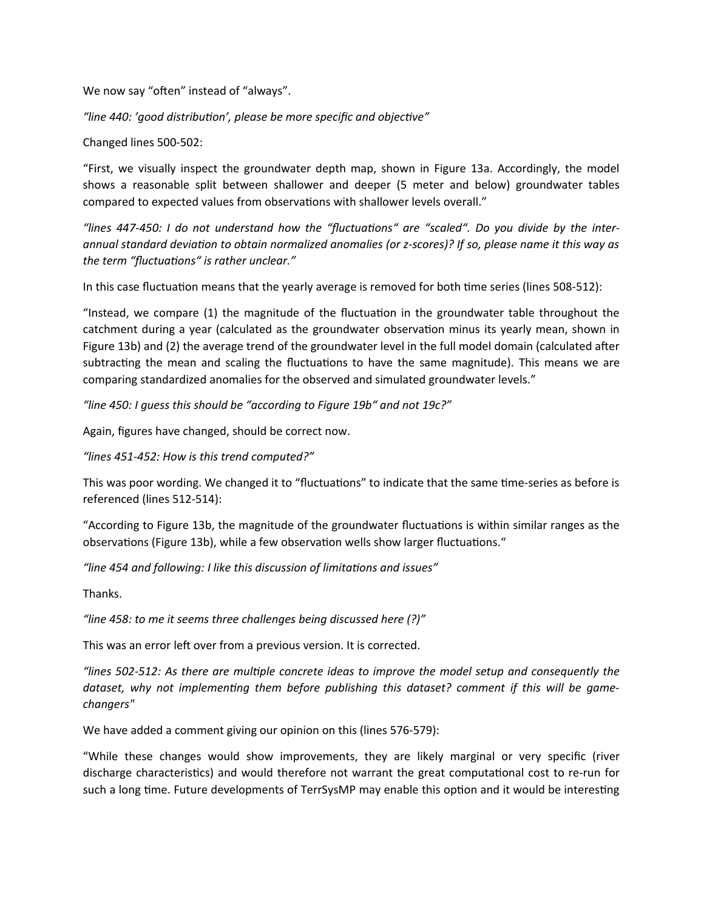We now say "often" instead of "always".

*"line 440: 'good distribution', please be more specific and objective"*

Changed lines 500-502:

"First, we visually inspect the groundwater depth map, shown in Figure 13a. Accordingly, the model shows a reasonable split between shallower and deeper (5 meter and below) groundwater tables compared to expected values from observations with shallower levels overall."

*"lines 447-450: I do not understand how the "fluctuations" are "scaled". Do you divide by the inter-annual standard deviation to obtain normalized anomalies (or z-scores)? If so, please name it this way as the term "fluctuations" is rather unclear."*

In this case fluctuation means that the yearly average is removed for both time series (lines 508-512):

"Instead, we compare (1) the magnitude of the fluctuation in the groundwater table throughout the catchment during a year (calculated as the groundwater observation minus its yearly mean, shown in Figure 13b) and (2) the average trend of the groundwater level in the full model domain (calculated after subtracting the mean and scaling the fluctuations to have the same magnitude). This means we are comparing standardized anomalies for the observed and simulated groundwater levels."

*"line 450: I guess this should be "according to Figure 19b" and not 19c?"*

Again, figures have changed, should be correct now.

*"lines 451-452: How is this trend computed?"*

This was poor wording. We changed it to "fluctuations" to indicate that the same time-series as before is referenced (lines 512-514):

"According to Figure 13b, the magnitude of the groundwater fluctuations is within similar ranges as the observations (Figure 13b), while a few observation wells show larger fluctuations."

*"line 454 and following: I like this discussion of limitations and issues"*

Thanks.

*"line 458: to me it seems three challenges being discussed here (?)"*

This was an error left over from a previous version. It is corrected.

*"lines 502-512: As there are multiple concrete ideas to improve the model setup and consequently the dataset, why not implementing them before publishing this dataset? comment if this will be game-changers"*

We have added a comment giving our opinion on this (lines 576-579):

"While these changes would show improvements, they are likely marginal or very specific (river discharge characteristics) and would therefore not warrant the great computational cost to re-run for such a long time. Future developments of TerrSysMP may enable this option and it would be interesting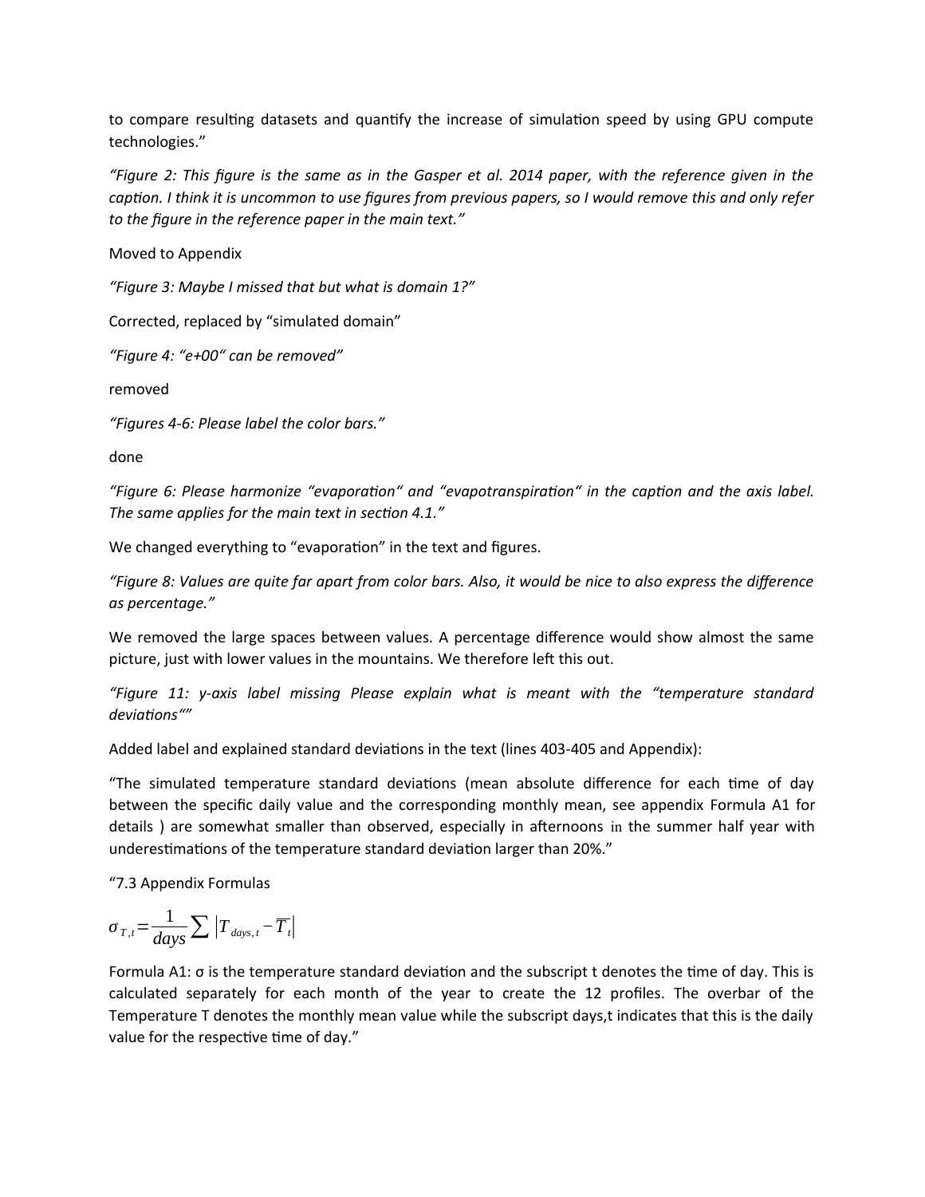to compare resulting datasets and quantify the increase of simulation speed by using GPU compute technologies."

*"Figure 2: This figure is the same as in the Gasper et al. 2014 paper, with the reference given in the caption. I think it is uncommon to use figures from previous papers, so I would remove this and only refer to the figure in the reference paper in the main text."*

Moved to Appendix

*"Figure 3: Maybe I missed that but what is domain 1?"*

Corrected, replaced by "simulated domain"

*"Figure 4: "e+00" can be removed"*

removed

*"Figures 4-6: Please label the color bars."*

done

*"Figure 6: Please harmonize "evaporation" and "evapotranspiration" in the caption and the axis label. The same applies for the main text in section 4.1."*

We changed everything to "evaporation" in the text and figures.

*"Figure 8: Values are quite far apart from color bars. Also, it would be nice to also express the difference as percentage."*

We removed the large spaces between values. A percentage difference would show almost the same picture, just with lower values in the mountains. We therefore left this out.

*"Figure 11: y-axis label missing Please explain what is meant with the "temperature standard deviations""*

Added label and explained standard deviations in the text (lines 403-405 and Appendix):

"The simulated temperature standard deviations (mean absolute difference for each time of day between the specific daily value and the corresponding monthly mean, see appendix Formula A1 for details ) are somewhat smaller than observed, especially in afternoons in the summer half year with underestimations of the temperature standard deviation larger than 20%."

"7.3 Appendix Formulas

$$\sigma_{T,t} = \frac{1}{days} \sum \left| T_{days,t} - \overline{T}_t \right|$$

Formula A1: σ is the temperature standard deviation and the subscript t denotes the time of day. This is calculated separately for each month of the year to create the 12 profiles. The overbar of the Temperature T denotes the monthly mean value while the subscript days,t indicates that this is the daily value for the respective time of day."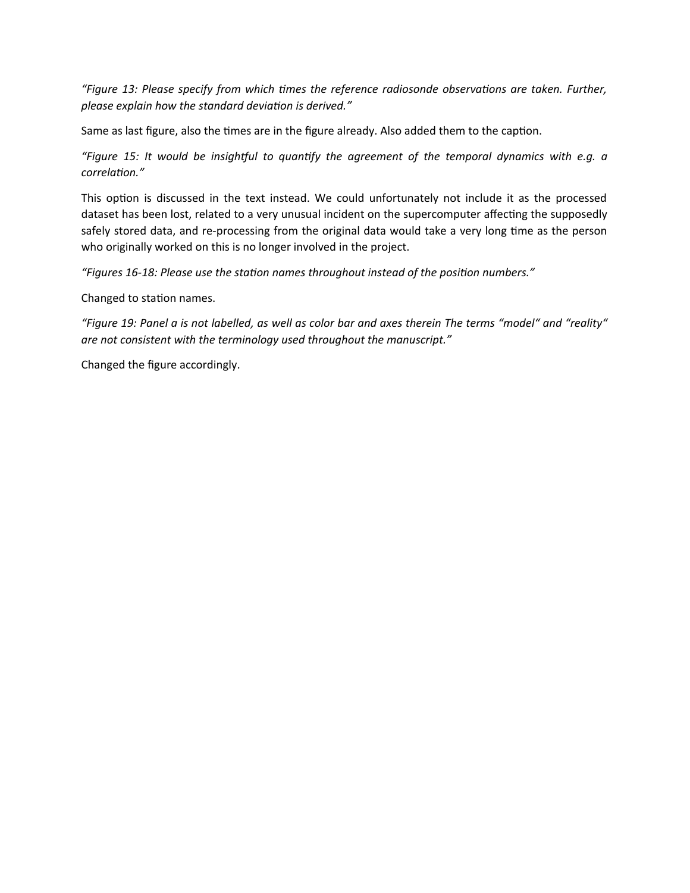*"Figure 13: Please specify from which times the reference radiosonde observations are taken. Further, please explain how the standard deviation is derived."*

Same as last figure, also the times are in the figure already. Also added them to the caption.

*"Figure 15: It would be insightful to quantify the agreement of the temporal dynamics with e.g. a correlation."*

This option is discussed in the text instead. We could unfortunately not include it as the processed dataset has been lost, related to a very unusual incident on the supercomputer affecting the supposedly safely stored data, and re-processing from the original data would take a very long time as the person who originally worked on this is no longer involved in the project.

*"Figures 16-18: Please use the station names throughout instead of the position numbers."*

Changed to station names.

*"Figure 19: Panel a is not labelled, as well as color bar and axes therein The terms "model" and "reality" are not consistent with the terminology used throughout the manuscript."*

Changed the figure accordingly.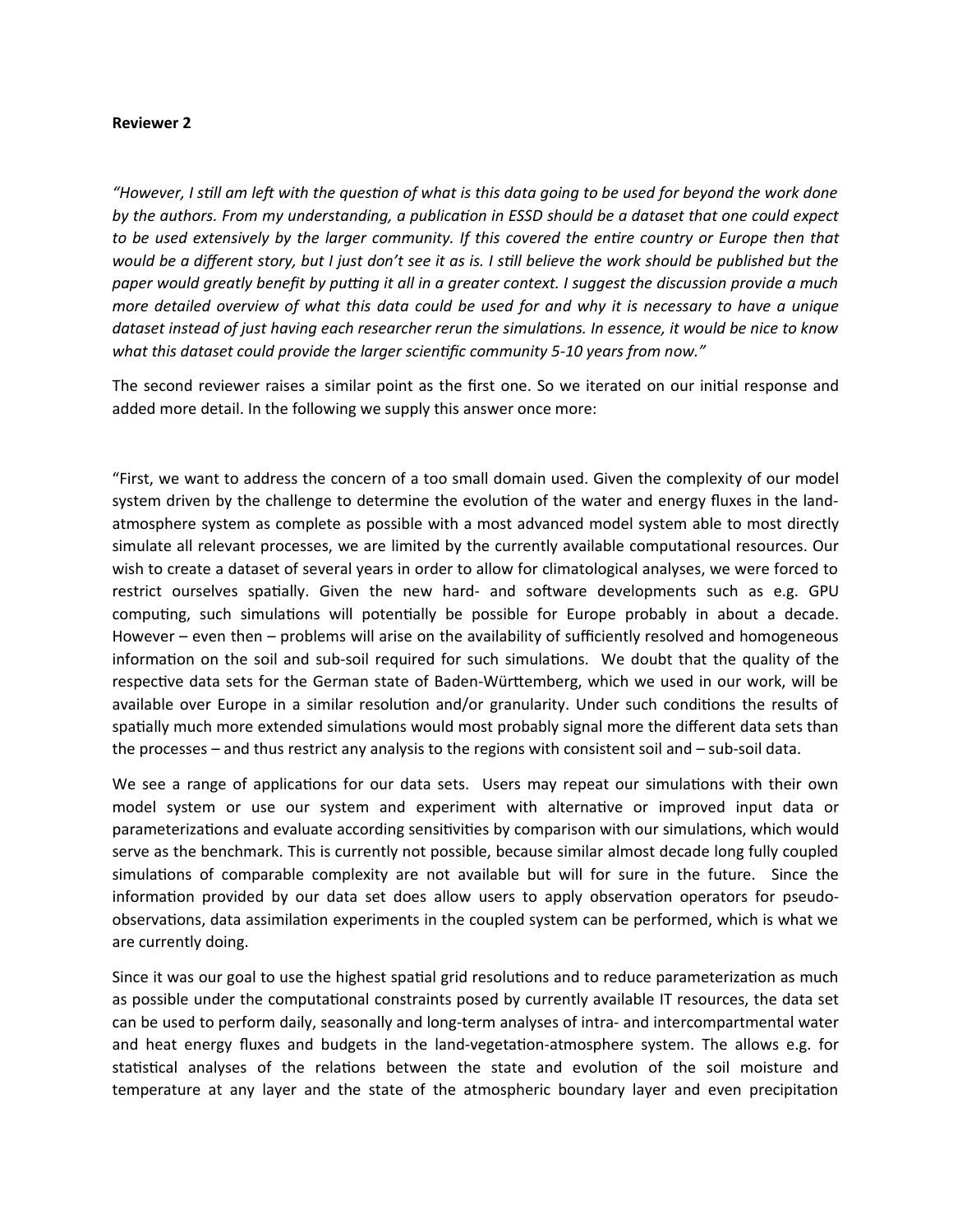**Reviewer 2**

*"However, I still am left with the question of what is this data going to be used for beyond the work done by the authors. From my understanding, a publication in ESSD should be a dataset that one could expect to be used extensively by the larger community. If this covered the entire country or Europe then that would be a different story, but I just don't see it as is. I still believe the work should be published but the paper would greatly benefit by putting it all in a greater context. I suggest the discussion provide a much more detailed overview of what this data could be used for and why it is necessary to have a unique dataset instead of just having each researcher rerun the simulations. In essence, it would be nice to know what this dataset could provide the larger scientific community 5-10 years from now."*

The second reviewer raises a similar point as the first one. So we iterated on our initial response and added more detail. In the following we supply this answer once more:

"First, we want to address the concern of a too small domain used. Given the complexity of our model system driven by the challenge to determine the evolution of the water and energy fluxes in the land-atmosphere system as complete as possible with a most advanced model system able to most directly simulate all relevant processes, we are limited by the currently available computational resources. Our wish to create a dataset of several years in order to allow for climatological analyses, we were forced to restrict ourselves spatially. Given the new hard- and software developments such as e.g. GPU computing, such simulations will potentially be possible for Europe probably in about a decade. However – even then – problems will arise on the availability of sufficiently resolved and homogeneous information on the soil and sub-soil required for such simulations. We doubt that the quality of the respective data sets for the German state of Baden-Württemberg, which we used in our work, will be available over Europe in a similar resolution and/or granularity. Under such conditions the results of spatially much more extended simulations would most probably signal more the different data sets than the processes – and thus restrict any analysis to the regions with consistent soil and – sub-soil data.

We see a range of applications for our data sets. Users may repeat our simulations with their own model system or use our system and experiment with alternative or improved input data or parameterizations and evaluate according sensitivities by comparison with our simulations, which would serve as the benchmark. This is currently not possible, because similar almost decade long fully coupled simulations of comparable complexity are not available but will for sure in the future. Since the information provided by our data set does allow users to apply observation operators for pseudo-observations, data assimilation experiments in the coupled system can be performed, which is what we are currently doing.

Since it was our goal to use the highest spatial grid resolutions and to reduce parameterization as much as possible under the computational constraints posed by currently available IT resources, the data set can be used to perform daily, seasonally and long-term analyses of intra- and intercompartmental water and heat energy fluxes and budgets in the land-vegetation-atmosphere system. The allows e.g. for statistical analyses of the relations between the state and evolution of the soil moisture and temperature at any layer and the state of the atmospheric boundary layer and even precipitation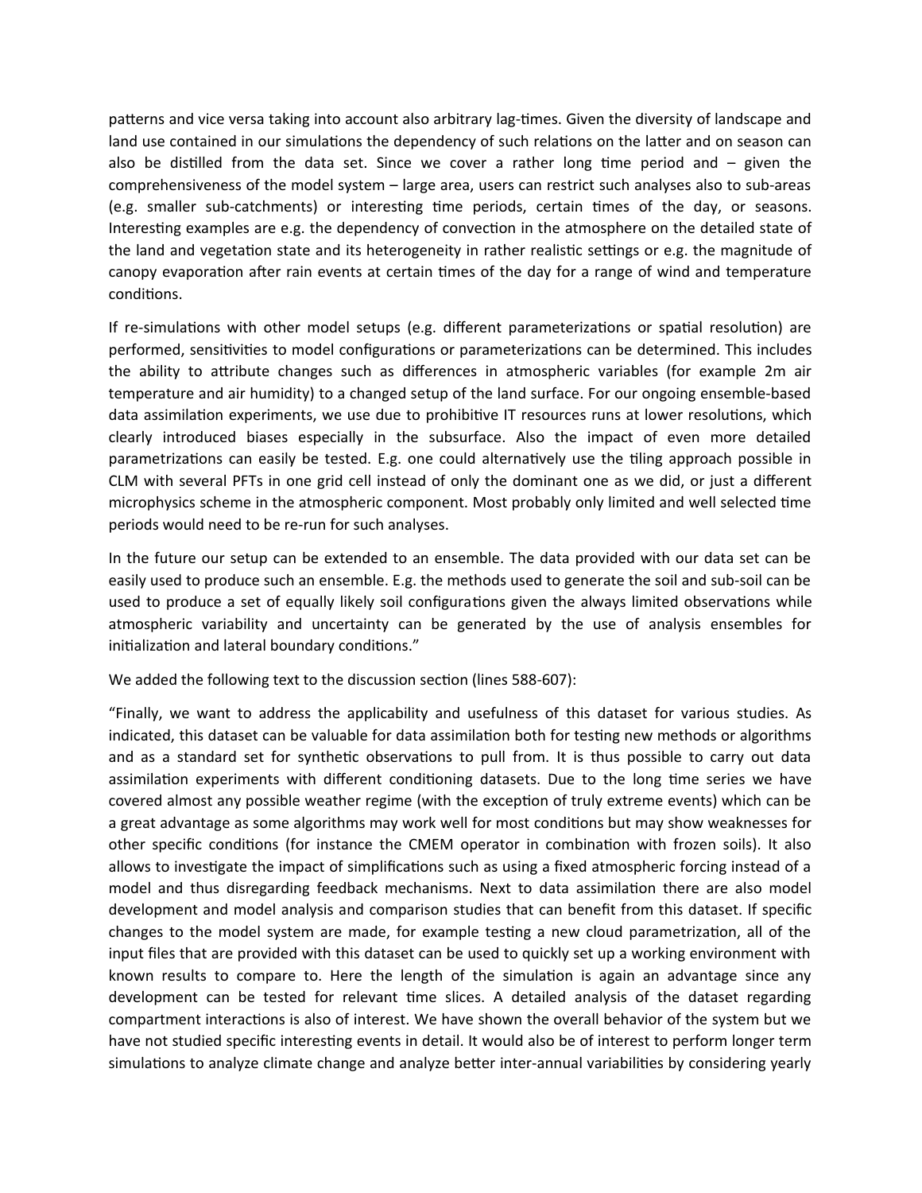patterns and vice versa taking into account also arbitrary lag-times. Given the diversity of landscape and land use contained in our simulations the dependency of such relations on the latter and on season can also be distilled from the data set. Since we cover a rather long time period and – given the comprehensiveness of the model system – large area, users can restrict such analyses also to sub-areas (e.g. smaller sub-catchments) or interesting time periods, certain times of the day, or seasons. Interesting examples are e.g. the dependency of convection in the atmosphere on the detailed state of the land and vegetation state and its heterogeneity in rather realistic settings or e.g. the magnitude of canopy evaporation after rain events at certain times of the day for a range of wind and temperature conditions.

If re-simulations with other model setups (e.g. different parameterizations or spatial resolution) are performed, sensitivities to model configurations or parameterizations can be determined. This includes the ability to attribute changes such as differences in atmospheric variables (for example 2m air temperature and air humidity) to a changed setup of the land surface. For our ongoing ensemble-based data assimilation experiments, we use due to prohibitive IT resources runs at lower resolutions, which clearly introduced biases especially in the subsurface. Also the impact of even more detailed parametrizations can easily be tested. E.g. one could alternatively use the tiling approach possible in CLM with several PFTs in one grid cell instead of only the dominant one as we did, or just a different microphysics scheme in the atmospheric component. Most probably only limited and well selected time periods would need to be re-run for such analyses.

In the future our setup can be extended to an ensemble. The data provided with our data set can be easily used to produce such an ensemble. E.g. the methods used to generate the soil and sub-soil can be used to produce a set of equally likely soil configurations given the always limited observations while atmospheric variability and uncertainty can be generated by the use of analysis ensembles for initialization and lateral boundary conditions."

We added the following text to the discussion section (lines 588-607):

"Finally, we want to address the applicability and usefulness of this dataset for various studies. As indicated, this dataset can be valuable for data assimilation both for testing new methods or algorithms and as a standard set for synthetic observations to pull from. It is thus possible to carry out data assimilation experiments with different conditioning datasets. Due to the long time series we have covered almost any possible weather regime (with the exception of truly extreme events) which can be a great advantage as some algorithms may work well for most conditions but may show weaknesses for other specific conditions (for instance the CMEM operator in combination with frozen soils). It also allows to investigate the impact of simplifications such as using a fixed atmospheric forcing instead of a model and thus disregarding feedback mechanisms. Next to data assimilation there are also model development and model analysis and comparison studies that can benefit from this dataset. If specific changes to the model system are made, for example testing a new cloud parametrization, all of the input files that are provided with this dataset can be used to quickly set up a working environment with known results to compare to. Here the length of the simulation is again an advantage since any development can be tested for relevant time slices. A detailed analysis of the dataset regarding compartment interactions is also of interest. We have shown the overall behavior of the system but we have not studied specific interesting events in detail. It would also be of interest to perform longer term simulations to analyze climate change and analyze better inter-annual variabilities by considering yearly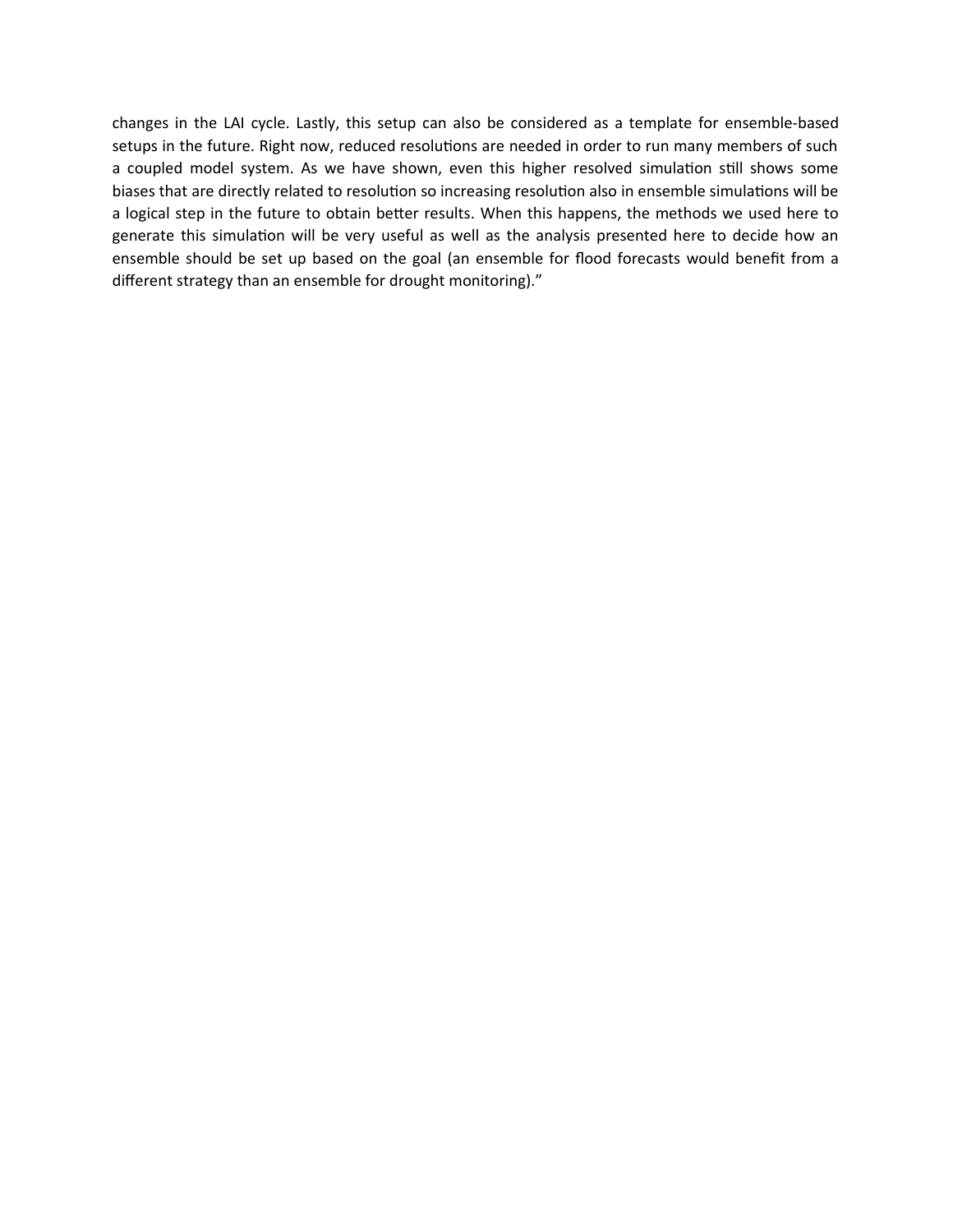changes in the LAI cycle. Lastly, this setup can also be considered as a template for ensemble-based setups in the future. Right now, reduced resolutions are needed in order to run many members of such a coupled model system. As we have shown, even this higher resolved simulation still shows some biases that are directly related to resolution so increasing resolution also in ensemble simulations will be a logical step in the future to obtain better results. When this happens, the methods we used here to generate this simulation will be very useful as well as the analysis presented here to decide how an ensemble should be set up based on the goal (an ensemble for flood forecasts would benefit from a different strategy than an ensemble for drought monitoring)."